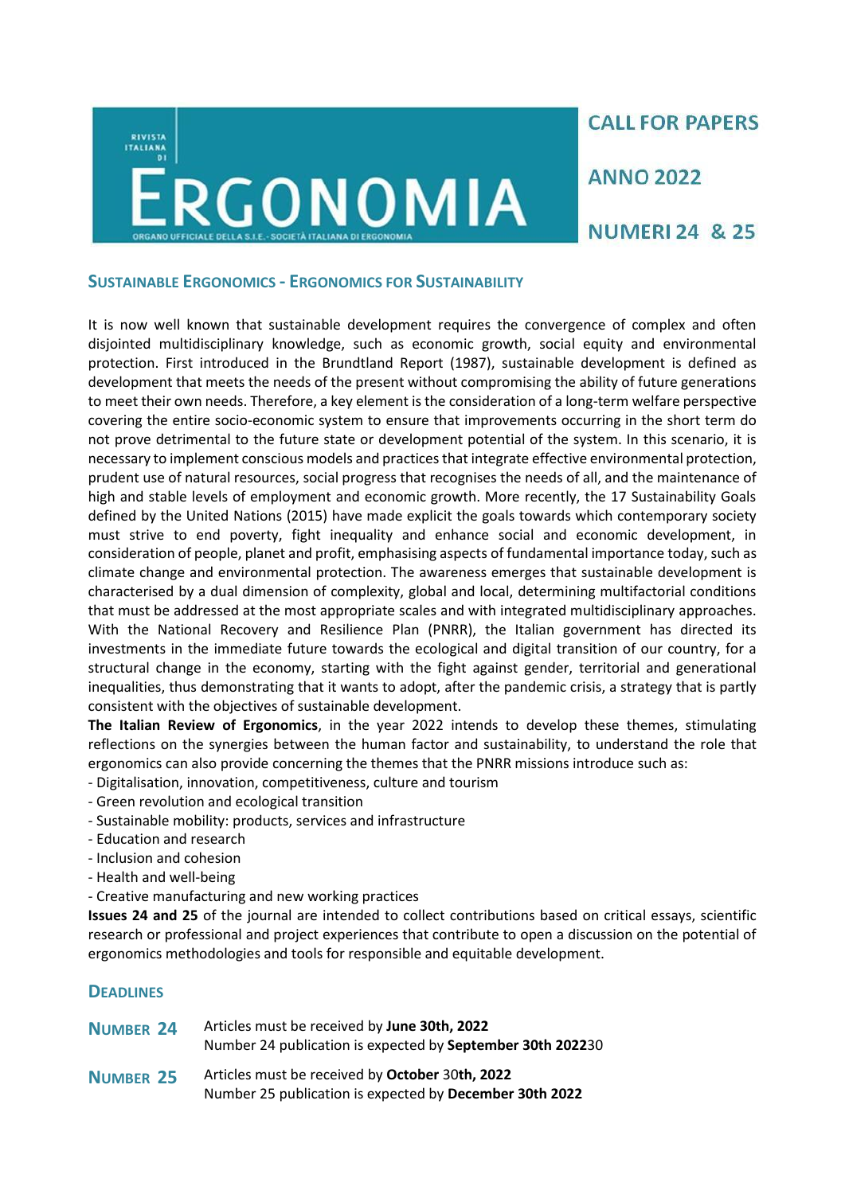RIVISTA ITALIANA DI

# ERGONOMIA

ORGANO UFFICIALE DELLA S.I.E. - SOCIETÀ ITALIANA DI ERGONOMIA

**CALL FOR PAPERS**

**ANNO 2022**

**NUMERI 24 & 25**

## SUSTAINABLE ERGONOMICS - ERGONOMICS FOR SUSTAINABILITY

It is now well known that sustainable development requires the convergence of complex and often disjointed multidisciplinary knowledge, such as economic growth, social equity and environmental protection. First introduced in the Brundtland Report (1987), sustainable development is defined as development that meets the needs of the present without compromising the ability of future generations to meet their own needs. Therefore, a key element is the consideration of a long-term welfare perspective covering the entire socio-economic system to ensure that improvements occurring in the short term do not prove detrimental to the future state or development potential of the system. In this scenario, it is necessary to implement conscious models and practices that integrate effective environmental protection, prudent use of natural resources, social progress that recognises the needs of all, and the maintenance of high and stable levels of employment and economic growth. More recently, the 17 Sustainability Goals defined by the United Nations (2015) have made explicit the goals towards which contemporary society must strive to end poverty, fight inequality and enhance social and economic development, in consideration of people, planet and profit, emphasising aspects of fundamental importance today, such as climate change and environmental protection. The awareness emerges that sustainable development is characterised by a dual dimension of complexity, global and local, determining multifactorial conditions that must be addressed at the most appropriate scales and with integrated multidisciplinary approaches. With the National Recovery and Resilience Plan (PNRR), the Italian government has directed its investments in the immediate future towards the ecological and digital transition of our country, for a structural change in the economy, starting with the fight against gender, territorial and generational inequalities, thus demonstrating that it wants to adopt, after the pandemic crisis, a strategy that is partly consistent with the objectives of sustainable development.

**The Italian Review of Ergonomics**, in the year 2022 intends to develop these themes, stimulating reflections on the synergies between the human factor and sustainability, to understand the role that ergonomics can also provide concerning the themes that the PNRR missions introduce such as:

- Digitalisation, innovation, competitiveness, culture and tourism
- Green revolution and ecological transition
- Sustainable mobility: products, services and infrastructure
- Education and research
- Inclusion and cohesion
- Health and well-being
- Creative manufacturing and new working practices

**Issues 24 and 25** of the journal are intended to collect contributions based on critical essays, scientific research or professional and project experiences that contribute to open a discussion on the potential of ergonomics methodologies and tools for responsible and equitable development.

## DEADLINES

**NUMBER 24** Articles must be received by **June 30th, 2022**
Number 24 publication is expected by **September 30th 2022**30

**NUMBER 25** Articles must be received by **October** 30**th, 2022**
Number 25 publication is expected by **December 30th 2022**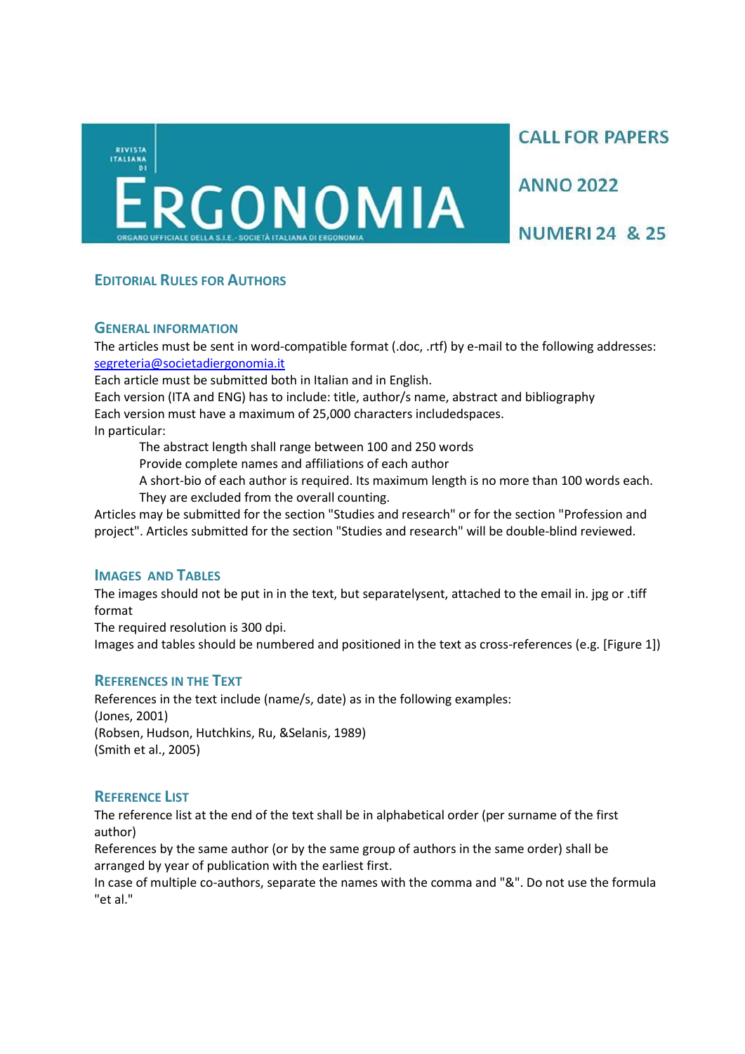# RIVISTA ITALIANA DI ERGONOMIA

ORGANO UFFICIALE DELLA S.I.E. - SOCIETÀ ITALIANA DI ERGONOMIA

**CALL FOR PAPERS**

**ANNO 2022**

**NUMERI 24 & 25**

## Editorial Rules for Authors

### General Information

The articles must be sent in word-compatible format (.doc, .rtf) by e-mail to the following addresses: segreteria@societadiergonomia.it

Each article must be submitted both in Italian and in English.

Each version (ITA and ENG) has to include: title, author/s name, abstract and bibliography

Each version must have a maximum of 25,000 characters includedspaces.

In particular:

- The abstract length shall range between 100 and 250 words
- Provide complete names and affiliations of each author
- A short-bio of each author is required. Its maximum length is no more than 100 words each. They are excluded from the overall counting.

Articles may be submitted for the section "Studies and research" or for the section "Profession and project". Articles submitted for the section "Studies and research" will be double-blind reviewed.

### Images and Tables

The images should not be put in in the text, but separatelysent, attached to the email in. jpg or .tiff format

The required resolution is 300 dpi.

Images and tables should be numbered and positioned in the text as cross-references (e.g. [Figure 1])

### References in the Text

References in the text include (name/s, date) as in the following examples:

(Jones, 2001)

(Robsen, Hudson, Hutchkins, Ru, &Selanis, 1989)

(Smith et al., 2005)

### Reference List

The reference list at the end of the text shall be in alphabetical order (per surname of the first author)

References by the same author (or by the same group of authors in the same order) shall be arranged by year of publication with the earliest first.

In case of multiple co-authors, separate the names with the comma and "&". Do not use the formula "et al."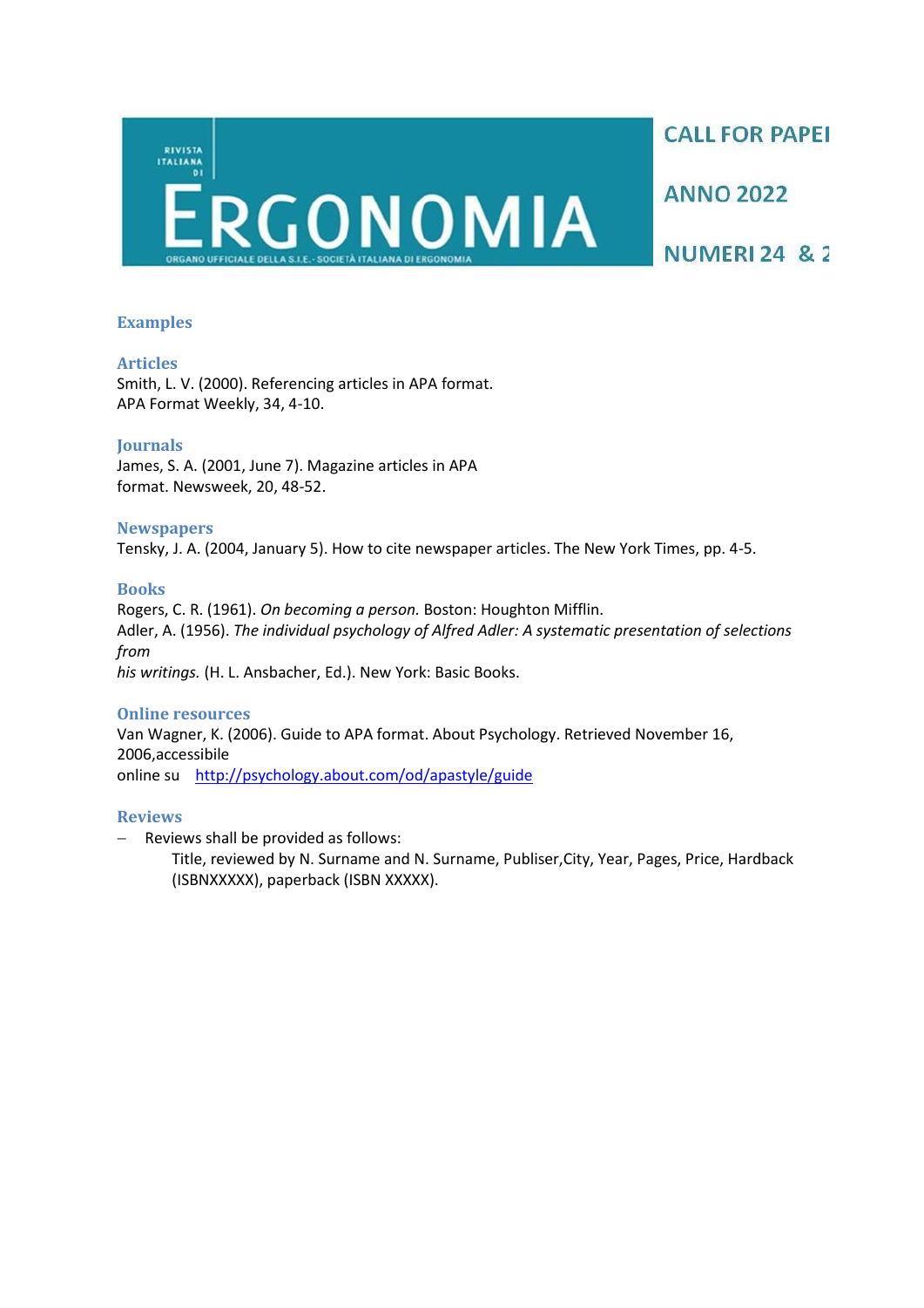## Examples

### Articles

Smith, L. V. (2000). Referencing articles in APA format.
APA Format Weekly, 34, 4-10.

### Journals

James, S. A. (2001, June 7). Magazine articles in APA
format. Newsweek, 20, 48-52.

### Newspapers

Tensky, J. A. (2004, January 5). How to cite newspaper articles. The New York Times, pp. 4-5.

### Books

Rogers, C. R. (1961). *On becoming a person.* Boston: Houghton Mifflin.
Adler, A. (1956). *The individual psychology of Alfred Adler: A systematic presentation of selections from his writings.* (H. L. Ansbacher, Ed.). New York: Basic Books.

### Online resources

Van Wagner, K. (2006). Guide to APA format. About Psychology. Retrieved November 16, 2006,accessibile
online su [http://psychology.about.com/od/apastyle/guide](http://psychology.about.com/od/apastyle/guide)

### Reviews

- Reviews shall be provided as follows:
  Title, reviewed by N. Surname and N. Surname, Publiser,City, Year, Pages, Price, Hardback (ISBNXXXXX), paperback (ISBN XXXXX).